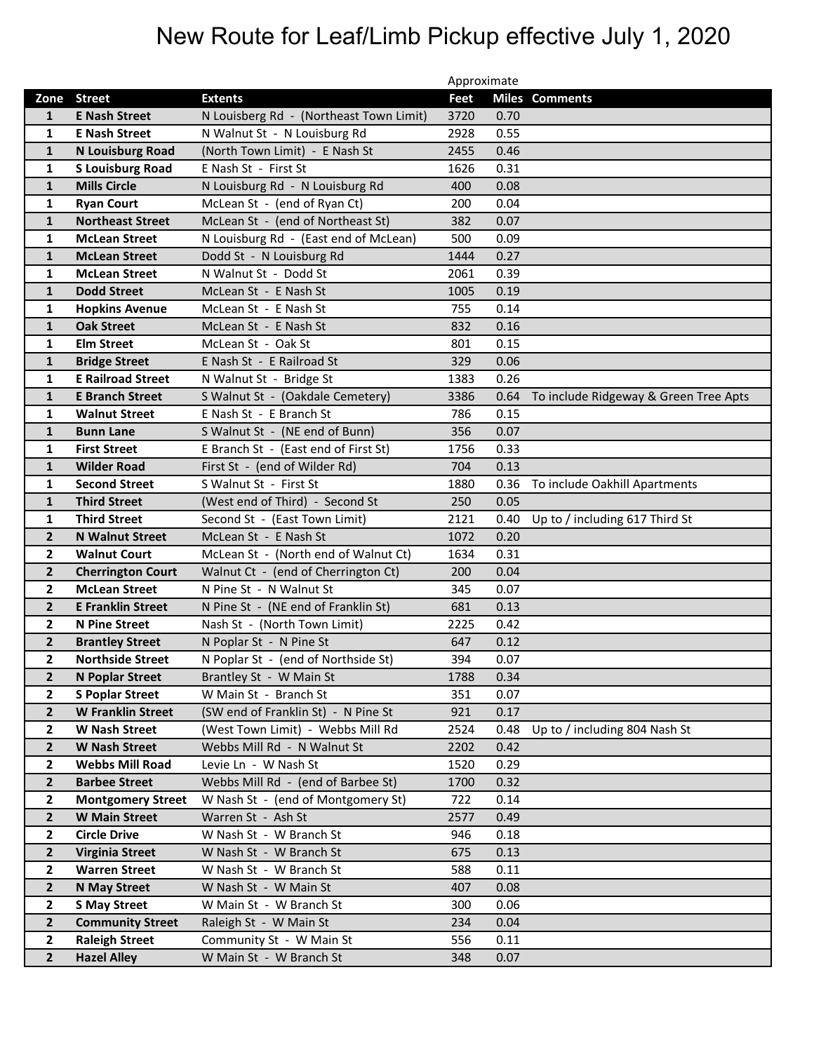# New Route for Leaf/Limb Pickup effective July 1, 2020

| Zone | Street | Extents | Approximate Feet | Miles | Comments |
|---|---|---|---|---|---|
| 1 | **E Nash Street** | N Louisburg Rd - (Northeast Town Limit) | 3720 | 0.70 | |
| 1 | **E Nash Street** | N Walnut St - N Louisburg Rd | 2928 | 0.55 | |
| 1 | **N Louisburg Road** | (North Town Limit) - E Nash St | 2455 | 0.46 | |
| 1 | **S Louisburg Road** | E Nash St - First St | 1626 | 0.31 | |
| 1 | **Mills Circle** | N Louisburg Rd - N Louisburg Rd | 400 | 0.08 | |
| 1 | **Ryan Court** | McLean St - (end of Ryan Ct) | 200 | 0.04 | |
| 1 | **Northeast Street** | McLean St - (end of Northeast St) | 382 | 0.07 | |
| 1 | **McLean Street** | N Louisburg Rd - (East end of McLean) | 500 | 0.09 | |
| 1 | **McLean Street** | Dodd St - N Louisburg Rd | 1444 | 0.27 | |
| 1 | **McLean Street** | N Walnut St - Dodd St | 2061 | 0.39 | |
| 1 | **Dodd Street** | McLean St - E Nash St | 1005 | 0.19 | |
| 1 | **Hopkins Avenue** | McLean St - E Nash St | 755 | 0.14 | |
| 1 | **Oak Street** | McLean St - E Nash St | 832 | 0.16 | |
| 1 | **Elm Street** | McLean St - Oak St | 801 | 0.15 | |
| 1 | **Bridge Street** | E Nash St - E Railroad St | 329 | 0.06 | |
| 1 | **E Railroad Street** | N Walnut St - Bridge St | 1383 | 0.26 | |
| 1 | **E Branch Street** | S Walnut St - (Oakdale Cemetery) | 3386 | 0.64 | To include Ridgeway & Green Tree Apts |
| 1 | **Walnut Street** | E Nash St - E Branch St | 786 | 0.15 | |
| 1 | **Bunn Lane** | S Walnut St - (NE end of Bunn) | 356 | 0.07 | |
| 1 | **First Street** | E Branch St - (East end of First St) | 1756 | 0.33 | |
| 1 | **Wilder Road** | First St - (end of Wilder Rd) | 704 | 0.13 | |
| 1 | **Second Street** | S Walnut St - First St | 1880 | 0.36 | To include Oakhill Apartments |
| 1 | **Third Street** | (West end of Third) - Second St | 250 | 0.05 | |
| 1 | **Third Street** | Second St - (East Town Limit) | 2121 | 0.40 | Up to / including 617 Third St |
| 2 | **N Walnut Street** | McLean St - E Nash St | 1072 | 0.20 | |
| 2 | **Walnut Court** | McLean St - (North end of Walnut Ct) | 1634 | 0.31 | |
| 2 | **Cherrington Court** | Walnut Ct - (end of Cherrington Ct) | 200 | 0.04 | |
| 2 | **McLean Street** | N Pine St - N Walnut St | 345 | 0.07 | |
| 2 | **E Franklin Street** | N Pine St - (NE end of Franklin St) | 681 | 0.13 | |
| 2 | **N Pine Street** | Nash St - (North Town Limit) | 2225 | 0.42 | |
| 2 | **Brantley Street** | N Poplar St - N Pine St | 647 | 0.12 | |
| 2 | **Northside Street** | N Poplar St - (end of Northside St) | 394 | 0.07 | |
| 2 | **N Poplar Street** | Brantley St - W Main St | 1788 | 0.34 | |
| 2 | **S Poplar Street** | W Main St - Branch St | 351 | 0.07 | |
| 2 | **W Franklin Street** | (SW end of Franklin St) - N Pine St | 921 | 0.17 | |
| 2 | **W Nash Street** | (West Town Limit) - Webbs Mill Rd | 2524 | 0.48 | Up to / including 804 Nash St |
| 2 | **W Nash Street** | Webbs Mill Rd - N Walnut St | 2202 | 0.42 | |
| 2 | **Webbs Mill Road** | Levie Ln - W Nash St | 1520 | 0.29 | |
| 2 | **Barbee Street** | Webbs Mill Rd - (end of Barbee St) | 1700 | 0.32 | |
| 2 | **Montgomery Street** | W Nash St - (end of Montgomery St) | 722 | 0.14 | |
| 2 | **W Main Street** | Warren St - Ash St | 2577 | 0.49 | |
| 2 | **Circle Drive** | W Nash St - W Branch St | 946 | 0.18 | |
| 2 | **Virginia Street** | W Nash St - W Branch St | 675 | 0.13 | |
| 2 | **Warren Street** | W Nash St - W Branch St | 588 | 0.11 | |
| 2 | **N May Street** | W Nash St - W Main St | 407 | 0.08 | |
| 2 | **S May Street** | W Main St - W Branch St | 300 | 0.06 | |
| 2 | **Community Street** | Raleigh St - W Main St | 234 | 0.04 | |
| 2 | **Raleigh Street** | Community St - W Main St | 556 | 0.11 | |
| 2 | **Hazel Alley** | W Main St - W Branch St | 348 | 0.07 | |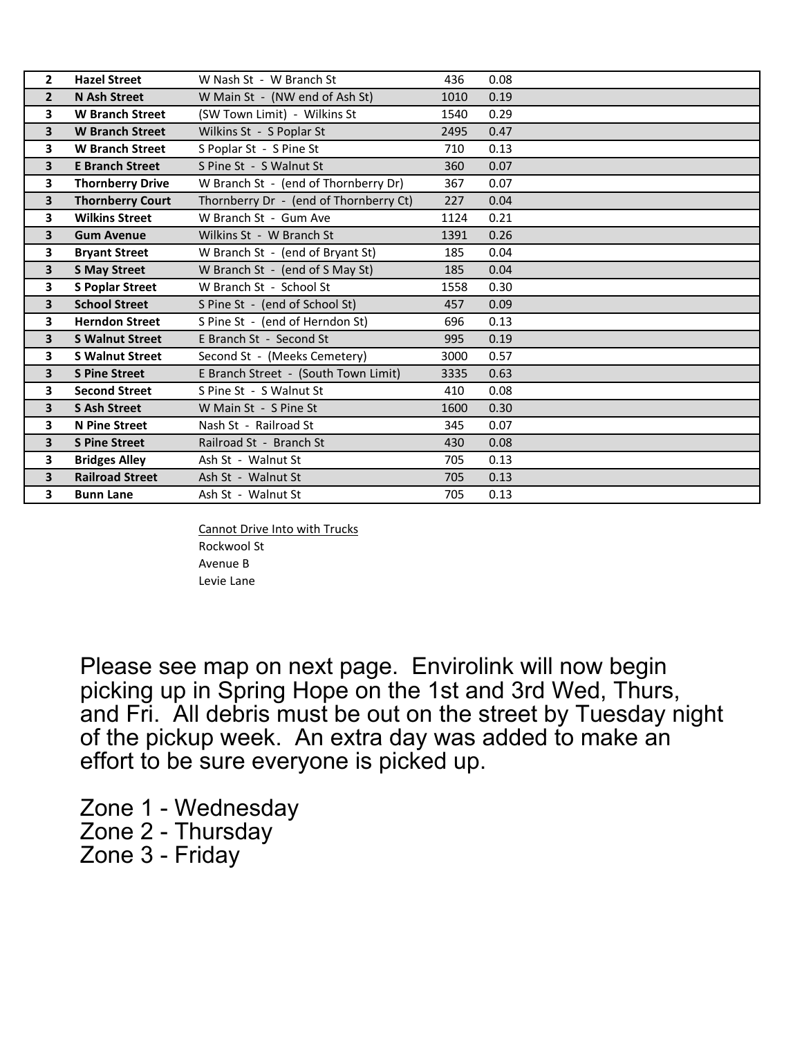| | | | | |
|---|---|---|---|---|
| 2 | **Hazel Street** | W Nash St - W Branch St | 436 | 0.08 |
| 2 | **N Ash Street** | W Main St - (NW end of Ash St) | 1010 | 0.19 |
| 3 | **W Branch Street** | (SW Town Limit) - Wilkins St | 1540 | 0.29 |
| 3 | **W Branch Street** | Wilkins St - S Poplar St | 2495 | 0.47 |
| 3 | **W Branch Street** | S Poplar St - S Pine St | 710 | 0.13 |
| 3 | **E Branch Street** | S Pine St - S Walnut St | 360 | 0.07 |
| 3 | **Thornberry Drive** | W Branch St - (end of Thornberry Dr) | 367 | 0.07 |
| 3 | **Thornberry Court** | Thornberry Dr - (end of Thornberry Ct) | 227 | 0.04 |
| 3 | **Wilkins Street** | W Branch St - Gum Ave | 1124 | 0.21 |
| 3 | **Gum Avenue** | Wilkins St - W Branch St | 1391 | 0.26 |
| 3 | **Bryant Street** | W Branch St - (end of Bryant St) | 185 | 0.04 |
| 3 | **S May Street** | W Branch St - (end of S May St) | 185 | 0.04 |
| 3 | **S Poplar Street** | W Branch St - School St | 1558 | 0.30 |
| 3 | **School Street** | S Pine St - (end of School St) | 457 | 0.09 |
| 3 | **Herndon Street** | S Pine St - (end of Herndon St) | 696 | 0.13 |
| 3 | **S Walnut Street** | E Branch St - Second St | 995 | 0.19 |
| 3 | **S Walnut Street** | Second St - (Meeks Cemetery) | 3000 | 0.57 |
| 3 | **S Pine Street** | E Branch Street - (South Town Limit) | 3335 | 0.63 |
| 3 | **Second Street** | S Pine St - S Walnut St | 410 | 0.08 |
| 3 | **S Ash Street** | W Main St - S Pine St | 1600 | 0.30 |
| 3 | **N Pine Street** | Nash St - Railroad St | 345 | 0.07 |
| 3 | **S Pine Street** | Railroad St - Branch St | 430 | 0.08 |
| 3 | **Bridges Alley** | Ash St - Walnut St | 705 | 0.13 |
| 3 | **Railroad Street** | Ash St - Walnut St | 705 | 0.13 |
| 3 | **Bunn Lane** | Ash St - Walnut St | 705 | 0.13 |

Cannot Drive Into with Trucks

Rockwool St

Avenue B

Levie Lane

Please see map on next page. Envirolink will now begin picking up in Spring Hope on the 1st and 3rd Wed, Thurs, and Fri. All debris must be out on the street by Tuesday night of the pickup week. An extra day was added to make an effort to be sure everyone is picked up.

Zone 1 - Wednesday

Zone 2 - Thursday

Zone 3 - Friday